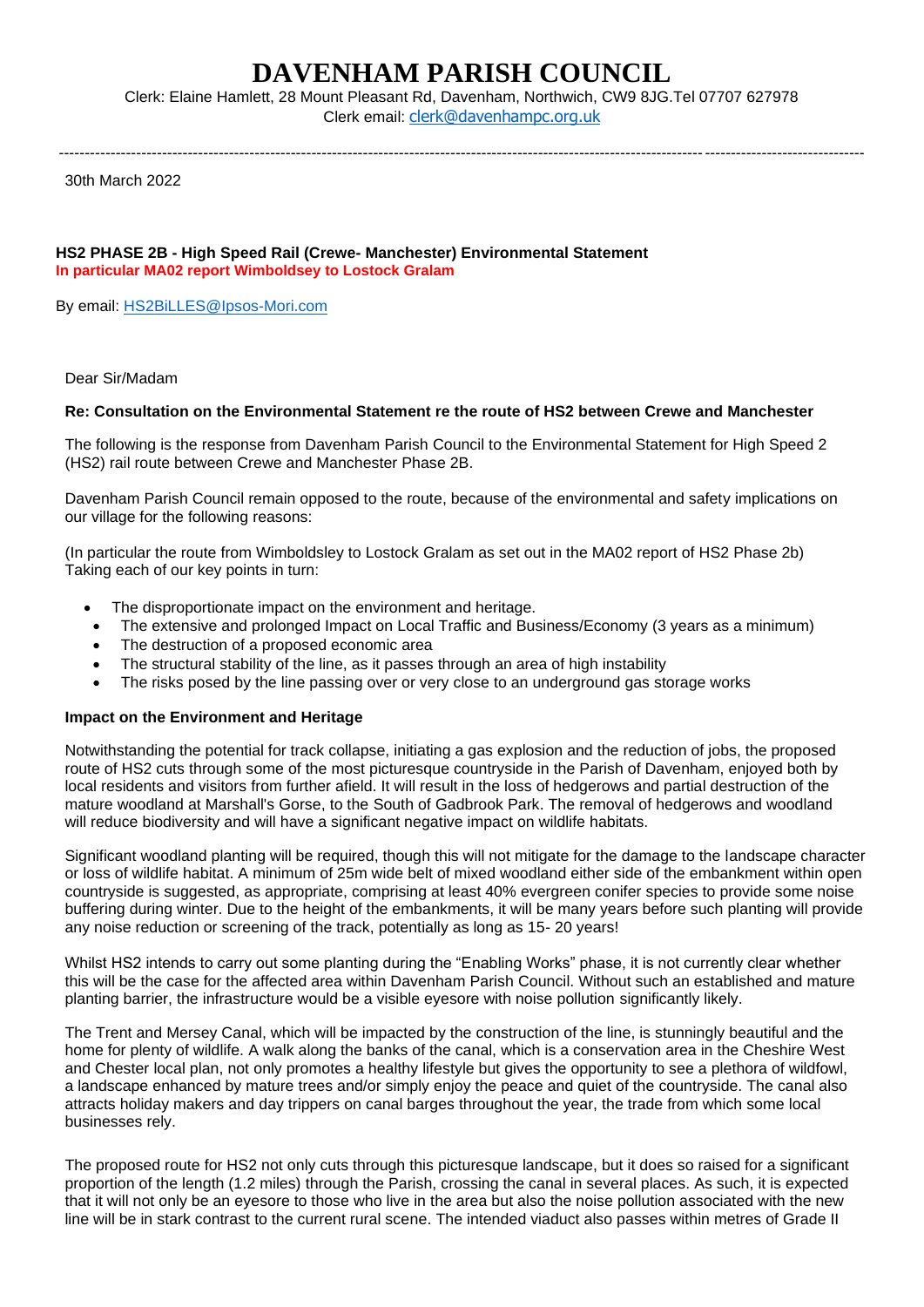# DAVENHAM PARISH COUNCIL

Clerk: Elaine Hamlett, 28 Mount Pleasant Rd, Davenham, Northwich, CW9 8JG.Tel 07707 627978
Clerk email: clerk@davenhampc.org.uk

---

30th March 2022

**HS2 PHASE 2B - High Speed Rail (Crewe- Manchester) Environmental Statement**
**In particular MA02 report Wimboldsey to Lostock Gralam**

By email: HS2BiLLES@Ipsos-Mori.com

Dear Sir/Madam

**Re: Consultation on the Environmental Statement re the route of HS2 between Crewe and Manchester**

The following is the response from Davenham Parish Council to the Environmental Statement for High Speed 2 (HS2) rail route between Crewe and Manchester Phase 2B.

Davenham Parish Council remain opposed to the route, because of the environmental and safety implications on our village for the following reasons:

(In particular the route from Wimboldsley to Lostock Gralam as set out in the MA02 report of HS2 Phase 2b) Taking each of our key points in turn:

- The disproportionate impact on the environment and heritage.
- The extensive and prolonged Impact on Local Traffic and Business/Economy (3 years as a minimum)
- The destruction of a proposed economic area
- The structural stability of the line, as it passes through an area of high instability
- The risks posed by the line passing over or very close to an underground gas storage works

**Impact on the Environment and Heritage**

Notwithstanding the potential for track collapse, initiating a gas explosion and the reduction of jobs, the proposed route of HS2 cuts through some of the most picturesque countryside in the Parish of Davenham, enjoyed both by local residents and visitors from further afield. It will result in the loss of hedgerows and partial destruction of the mature woodland at Marshall's Gorse, to the South of Gadbrook Park. The removal of hedgerows and woodland will reduce biodiversity and will have a significant negative impact on wildlife habitats.

Significant woodland planting will be required, though this will not mitigate for the damage to the landscape character or loss of wildlife habitat. A minimum of 25m wide belt of mixed woodland either side of the embankment within open countryside is suggested, as appropriate, comprising at least 40% evergreen conifer species to provide some noise buffering during winter. Due to the height of the embankments, it will be many years before such planting will provide any noise reduction or screening of the track, potentially as long as 15- 20 years!

Whilst HS2 intends to carry out some planting during the "Enabling Works" phase, it is not currently clear whether this will be the case for the affected area within Davenham Parish Council. Without such an established and mature planting barrier, the infrastructure would be a visible eyesore with noise pollution significantly likely.

The Trent and Mersey Canal, which will be impacted by the construction of the line, is stunningly beautiful and the home for plenty of wildlife. A walk along the banks of the canal, which is a conservation area in the Cheshire West and Chester local plan, not only promotes a healthy lifestyle but gives the opportunity to see a plethora of wildfowl, a landscape enhanced by mature trees and/or simply enjoy the peace and quiet of the countryside. The canal also attracts holiday makers and day trippers on canal barges throughout the year, the trade from which some local businesses rely.

The proposed route for HS2 not only cuts through this picturesque landscape, but it does so raised for a significant proportion of the length (1.2 miles) through the Parish, crossing the canal in several places. As such, it is expected that it will not only be an eyesore to those who live in the area but also the noise pollution associated with the new line will be in stark contrast to the current rural scene. The intended viaduct also passes within metres of Grade II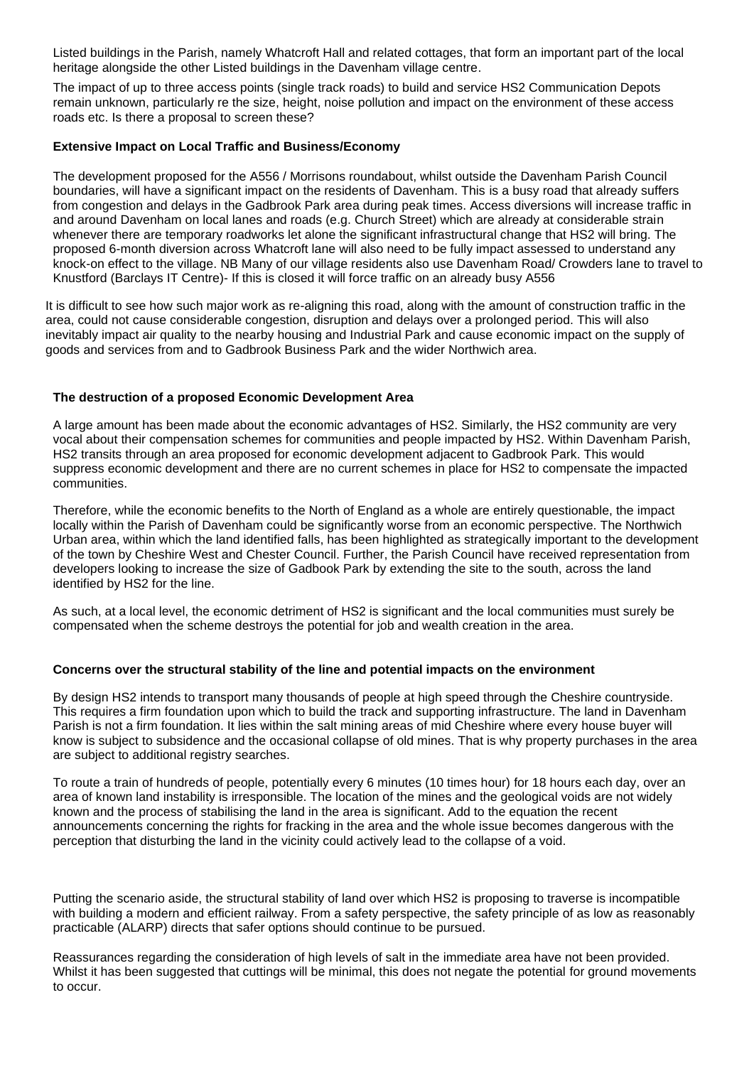Listed buildings in the Parish, namely Whatcroft Hall and related cottages, that form an important part of the local heritage alongside the other Listed buildings in the Davenham village centre.

The impact of up to three access points (single track roads) to build and service HS2 Communication Depots remain unknown, particularly re the size, height, noise pollution and impact on the environment of these access roads etc. Is there a proposal to screen these?

**Extensive Impact on Local Traffic and Business/Economy**

The development proposed for the A556 / Morrisons roundabout, whilst outside the Davenham Parish Council boundaries, will have a significant impact on the residents of Davenham. This is a busy road that already suffers from congestion and delays in the Gadbrook Park area during peak times. Access diversions will increase traffic in and around Davenham on local lanes and roads (e.g. Church Street) which are already at considerable strain whenever there are temporary roadworks let alone the significant infrastructural change that HS2 will bring. The proposed 6-month diversion across Whatcroft lane will also need to be fully impact assessed to understand any knock-on effect to the village. NB Many of our village residents also use Davenham Road/ Crowders lane to travel to Knustford (Barclays IT Centre)- If this is closed it will force traffic on an already busy A556

It is difficult to see how such major work as re-aligning this road, along with the amount of construction traffic in the area, could not cause considerable congestion, disruption and delays over a prolonged period. This will also inevitably impact air quality to the nearby housing and Industrial Park and cause economic impact on the supply of goods and services from and to Gadbrook Business Park and the wider Northwich area.

**The destruction of a proposed Economic Development Area**

A large amount has been made about the economic advantages of HS2. Similarly, the HS2 community are very vocal about their compensation schemes for communities and people impacted by HS2. Within Davenham Parish, HS2 transits through an area proposed for economic development adjacent to Gadbrook Park. This would suppress economic development and there are no current schemes in place for HS2 to compensate the impacted communities.

Therefore, while the economic benefits to the North of England as a whole are entirely questionable, the impact locally within the Parish of Davenham could be significantly worse from an economic perspective. The Northwich Urban area, within which the land identified falls, has been highlighted as strategically important to the development of the town by Cheshire West and Chester Council. Further, the Parish Council have received representation from developers looking to increase the size of Gadbook Park by extending the site to the south, across the land identified by HS2 for the line.

As such, at a local level, the economic detriment of HS2 is significant and the local communities must surely be compensated when the scheme destroys the potential for job and wealth creation in the area.

**Concerns over the structural stability of the line and potential impacts on the environment**

By design HS2 intends to transport many thousands of people at high speed through the Cheshire countryside. This requires a firm foundation upon which to build the track and supporting infrastructure. The land in Davenham Parish is not a firm foundation. It lies within the salt mining areas of mid Cheshire where every house buyer will know is subject to subsidence and the occasional collapse of old mines. That is why property purchases in the area are subject to additional registry searches.

To route a train of hundreds of people, potentially every 6 minutes (10 times hour) for 18 hours each day, over an area of known land instability is irresponsible. The location of the mines and the geological voids are not widely known and the process of stabilising the land in the area is significant. Add to the equation the recent announcements concerning the rights for fracking in the area and the whole issue becomes dangerous with the perception that disturbing the land in the vicinity could actively lead to the collapse of a void.

Putting the scenario aside, the structural stability of land over which HS2 is proposing to traverse is incompatible with building a modern and efficient railway. From a safety perspective, the safety principle of as low as reasonably practicable (ALARP) directs that safer options should continue to be pursued.

Reassurances regarding the consideration of high levels of salt in the immediate area have not been provided. Whilst it has been suggested that cuttings will be minimal, this does not negate the potential for ground movements to occur.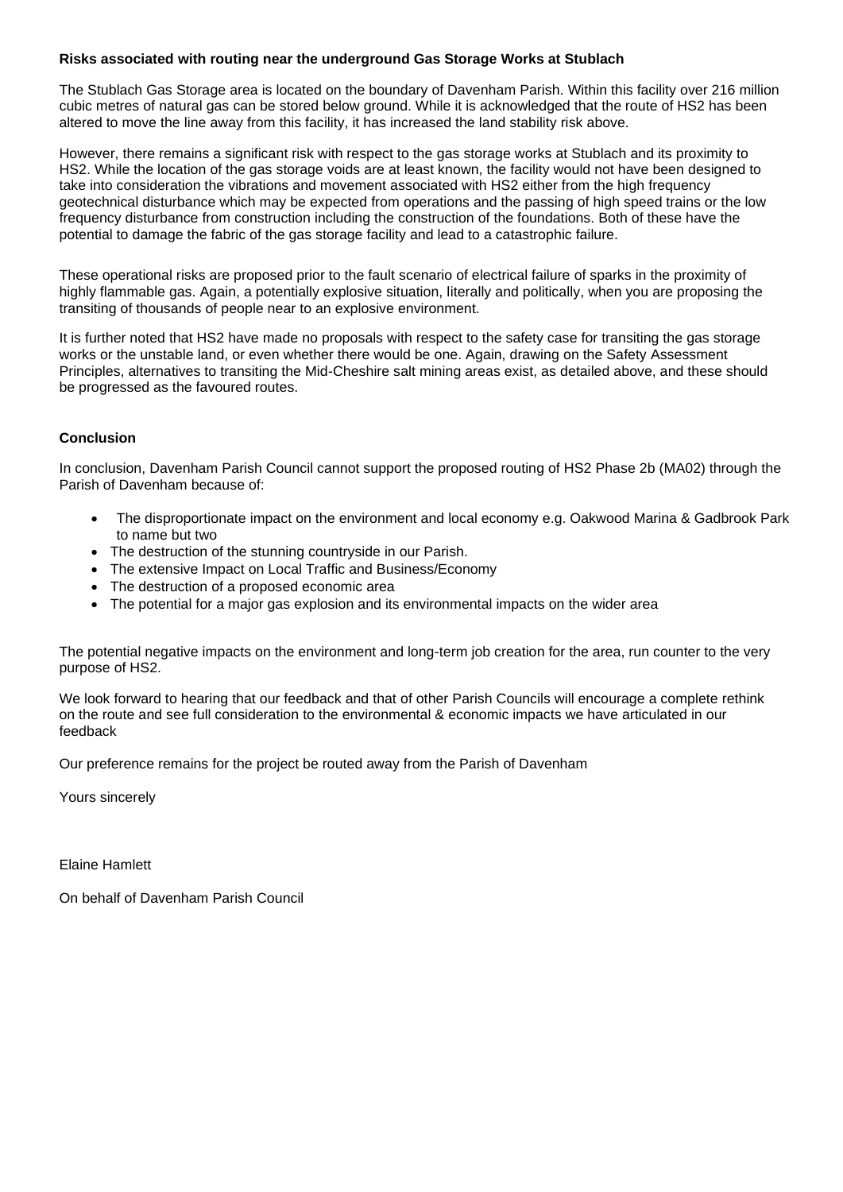**Risks associated with routing near the underground Gas Storage Works at Stublach**

The Stublach Gas Storage area is located on the boundary of Davenham Parish. Within this facility over 216 million cubic metres of natural gas can be stored below ground. While it is acknowledged that the route of HS2 has been altered to move the line away from this facility, it has increased the land stability risk above.

However, there remains a significant risk with respect to the gas storage works at Stublach and its proximity to HS2. While the location of the gas storage voids are at least known, the facility would not have been designed to take into consideration the vibrations and movement associated with HS2 either from the high frequency geotechnical disturbance which may be expected from operations and the passing of high speed trains or the low frequency disturbance from construction including the construction of the foundations. Both of these have the potential to damage the fabric of the gas storage facility and lead to a catastrophic failure.

These operational risks are proposed prior to the fault scenario of electrical failure of sparks in the proximity of highly flammable gas. Again, a potentially explosive situation, literally and politically, when you are proposing the transiting of thousands of people near to an explosive environment.

It is further noted that HS2 have made no proposals with respect to the safety case for transiting the gas storage works or the unstable land, or even whether there would be one. Again, drawing on the Safety Assessment Principles, alternatives to transiting the Mid-Cheshire salt mining areas exist, as detailed above, and these should be progressed as the favoured routes.

**Conclusion**

In conclusion, Davenham Parish Council cannot support the proposed routing of HS2 Phase 2b (MA02) through the Parish of Davenham because of:

- The disproportionate impact on the environment and local economy e.g. Oakwood Marina & Gadbrook Park to name but two
- The destruction of the stunning countryside in our Parish.
- The extensive Impact on Local Traffic and Business/Economy
- The destruction of a proposed economic area
- The potential for a major gas explosion and its environmental impacts on the wider area

The potential negative impacts on the environment and long-term job creation for the area, run counter to the very purpose of HS2.

We look forward to hearing that our feedback and that of other Parish Councils will encourage a complete rethink on the route and see full consideration to the environmental & economic impacts we have articulated in our feedback

Our preference remains for the project be routed away from the Parish of Davenham

Yours sincerely

Elaine Hamlett

On behalf of Davenham Parish Council